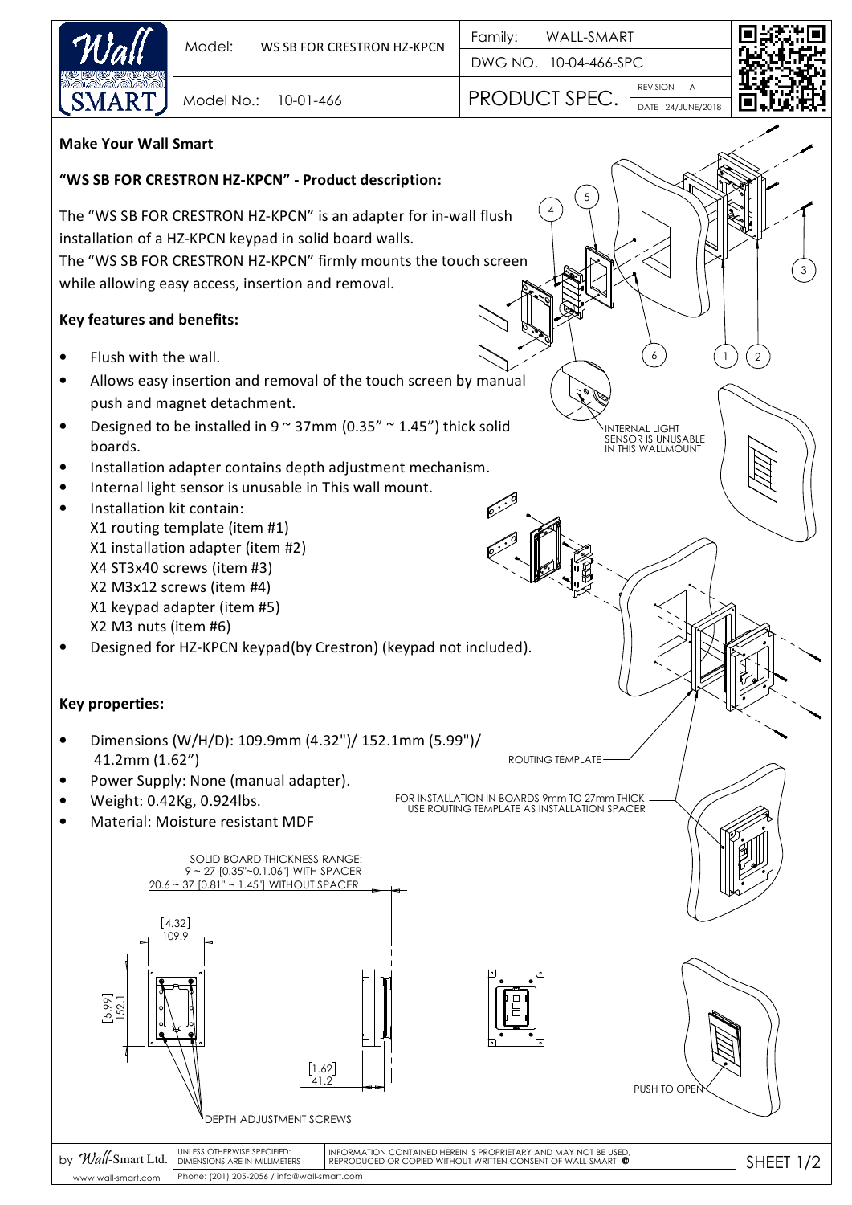| Model: | WS SB FOR CRESTRON HZ-KPCN | Family: WALL-SMART |
| --- | --- | --- |
| | | DWG NO. 10-04-466-SPC |
| Model No.: | 10-01-466 | PRODUCT SPEC. REVISION A DATE 24/JUNE/2018 |

**Make Your Wall Smart**

**"WS SB FOR CRESTRON HZ-KPCN" - Product description:**

The "WS SB FOR CRESTRON HZ-KPCN" is an adapter for in-wall flush installation of a HZ-KPCN keypad in solid board walls.
The "WS SB FOR CRESTRON HZ-KPCN" firmly mounts the touch screen while allowing easy access, insertion and removal.

**Key features and benefits:**

- Flush with the wall.
- Allows easy insertion and removal of the touch screen by manual push and magnet detachment.
- Designed to be installed in 9 ~ 37mm (0.35" ~ 1.45") thick solid boards.
- Installation adapter contains depth adjustment mechanism.
- Internal light sensor is unusable in This wall mount.
- Installation kit contain:
  X1 routing template (item #1)
  X1 installation adapter (item #2)
  X4 ST3x40 screws (item #3)
  X2 M3x12 screws (item #4)
  X1 keypad adapter (item #5)
  X2 M3 nuts (item #6)
- Designed for HZ-KPCN keypad(by Crestron) (keypad not included).

**Key properties:**

- Dimensions (W/H/D): 109.9mm (4.32")/ 152.1mm (5.99")/ 41.2mm (1.62")
- Power Supply: None (manual adapter).
- Weight: 0.42Kg, 0.924lbs.
- Material: Moisture resistant MDF

INTERNAL LIGHT SENSOR IS UNUSABLE IN THIS WALLMOUNT

ROUTING TEMPLATE

FOR INSTALLATION IN BOARDS 9mm TO 27mm THICK USE ROUTING TEMPLATE AS INSTALLATION SPACER

SOLID BOARD THICKNESS RANGE:
9 ~ 27 [0.35"~0.1.06"] WITH SPACER
20.6 ~ 37 [0.81" ~ 1.45"] WITHOUT SPACER

[4.32] 109.9

[5.99] 152.1

[1.62] 41.2

DEPTH ADJUSTMENT SCREWS

PUSH TO OPEN

by Wall-Smart Ltd. | UNLESS OTHERWISE SPECIFIED: DIMENSIONS ARE IN MILLIMETERS | INFORMATION CONTAINED HEREIN IS PROPRIETARY AND MAY NOT BE USED, REPRODUCED OR COPIED WITHOUT WRITTEN CONSENT OF WALL-SMART ©

www.wall-smart.com | Phone: (201) 205-2056 / info@wall-smart.com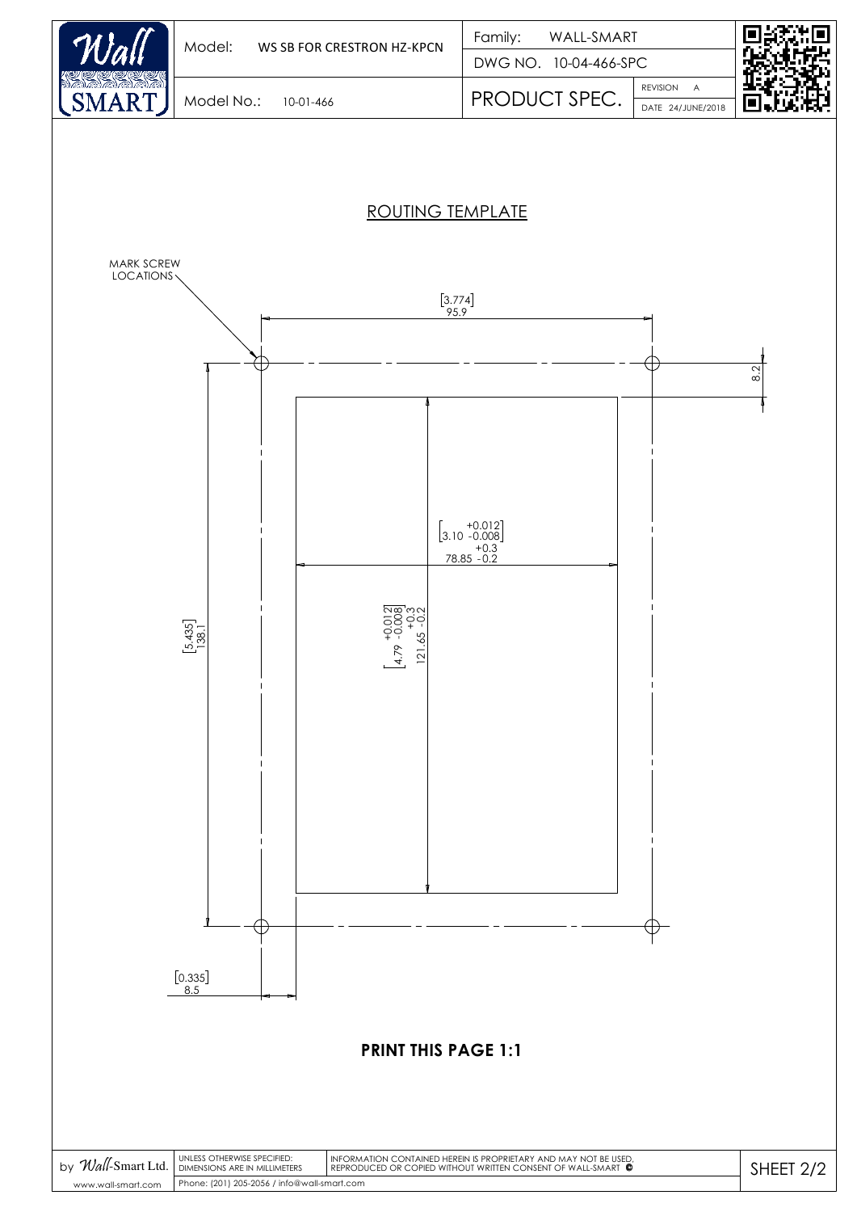Model: WS SB FOR CRESTRON HZ-KPCN

Model No.: 10-01-466

Family: WALL-SMART

DWG NO. 10-04-466-SPC

PRODUCT SPEC.

REVISION A

DATE 24/JUNE/2018

## ROUTING TEMPLATE

MARK SCREW LOCATIONS

[3.774]
95.9

8.2

[3.10 +0.012 -0.008]
78.85 +0.3 -0.2

[4.79 +0.012 -0.008]
121.65 +0.3 -0.2

[5.435]
138.1

[0.335]
8.5

**PRINT THIS PAGE 1:1**

by Wall-Smart Ltd.

www.wall-smart.com

UNLESS OTHERWISE SPECIFIED: DIMENSIONS ARE IN MILLIMETERS

INFORMATION CONTAINED HEREIN IS PROPRIETARY AND MAY NOT BE USED, REPRODUCED OR COPIED WITHOUT WRITTEN CONSENT OF WALL-SMART ©

Phone: (201) 205-2056 / info@wall-smart.com

SHEET 2/2